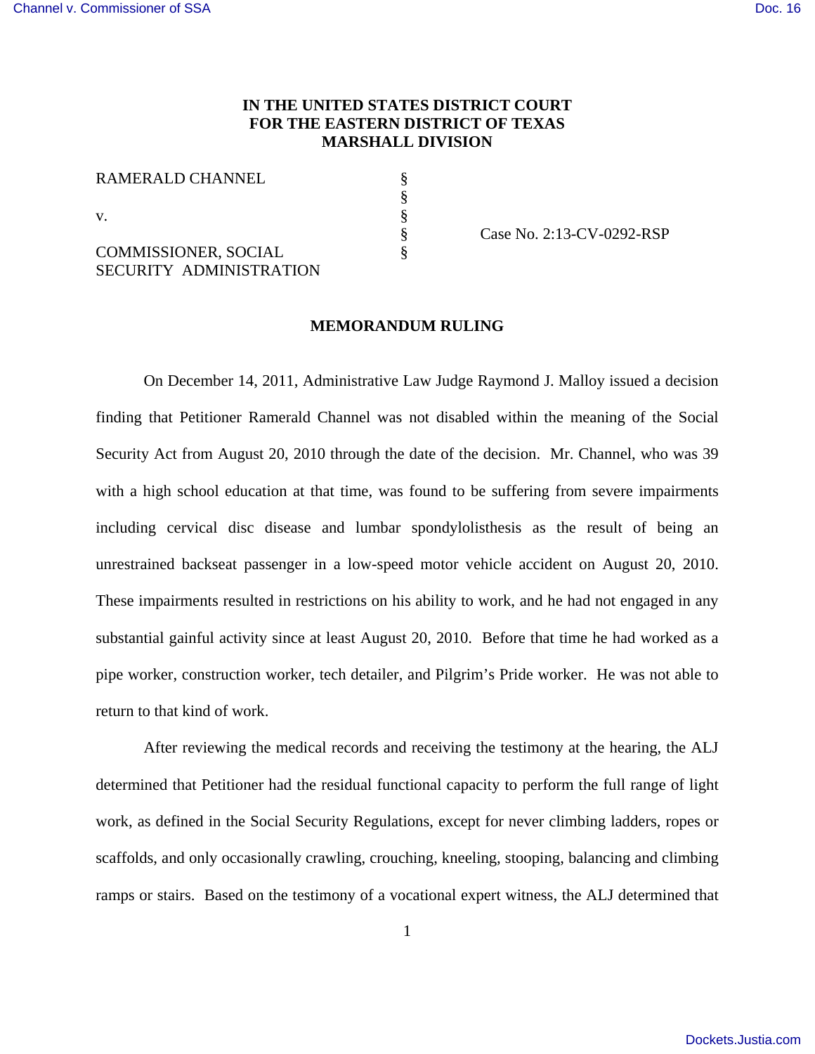**IN THE UNITED STATES DISTRICT COURT**
**FOR THE EASTERN DISTRICT OF TEXAS**
**MARSHALL DIVISION**

| | | |
|---|---|---|
| RAMERALD CHANNEL | § | |
| | § | |
| v. | § | |
| | § | Case No. 2:13-CV-0292-RSP |
| COMMISSIONER, SOCIAL SECURITY ADMINISTRATION | § | |

**MEMORANDUM RULING**

On December 14, 2011, Administrative Law Judge Raymond J. Malloy issued a decision finding that Petitioner Ramerald Channel was not disabled within the meaning of the Social Security Act from August 20, 2010 through the date of the decision. Mr. Channel, who was 39 with a high school education at that time, was found to be suffering from severe impairments including cervical disc disease and lumbar spondylolisthesis as the result of being an unrestrained backseat passenger in a low-speed motor vehicle accident on August 20, 2010. These impairments resulted in restrictions on his ability to work, and he had not engaged in any substantial gainful activity since at least August 20, 2010. Before that time he had worked as a pipe worker, construction worker, tech detailer, and Pilgrim's Pride worker. He was not able to return to that kind of work.

After reviewing the medical records and receiving the testimony at the hearing, the ALJ determined that Petitioner had the residual functional capacity to perform the full range of light work, as defined in the Social Security Regulations, except for never climbing ladders, ropes or scaffolds, and only occasionally crawling, crouching, kneeling, stooping, balancing and climbing ramps or stairs. Based on the testimony of a vocational expert witness, the ALJ determined that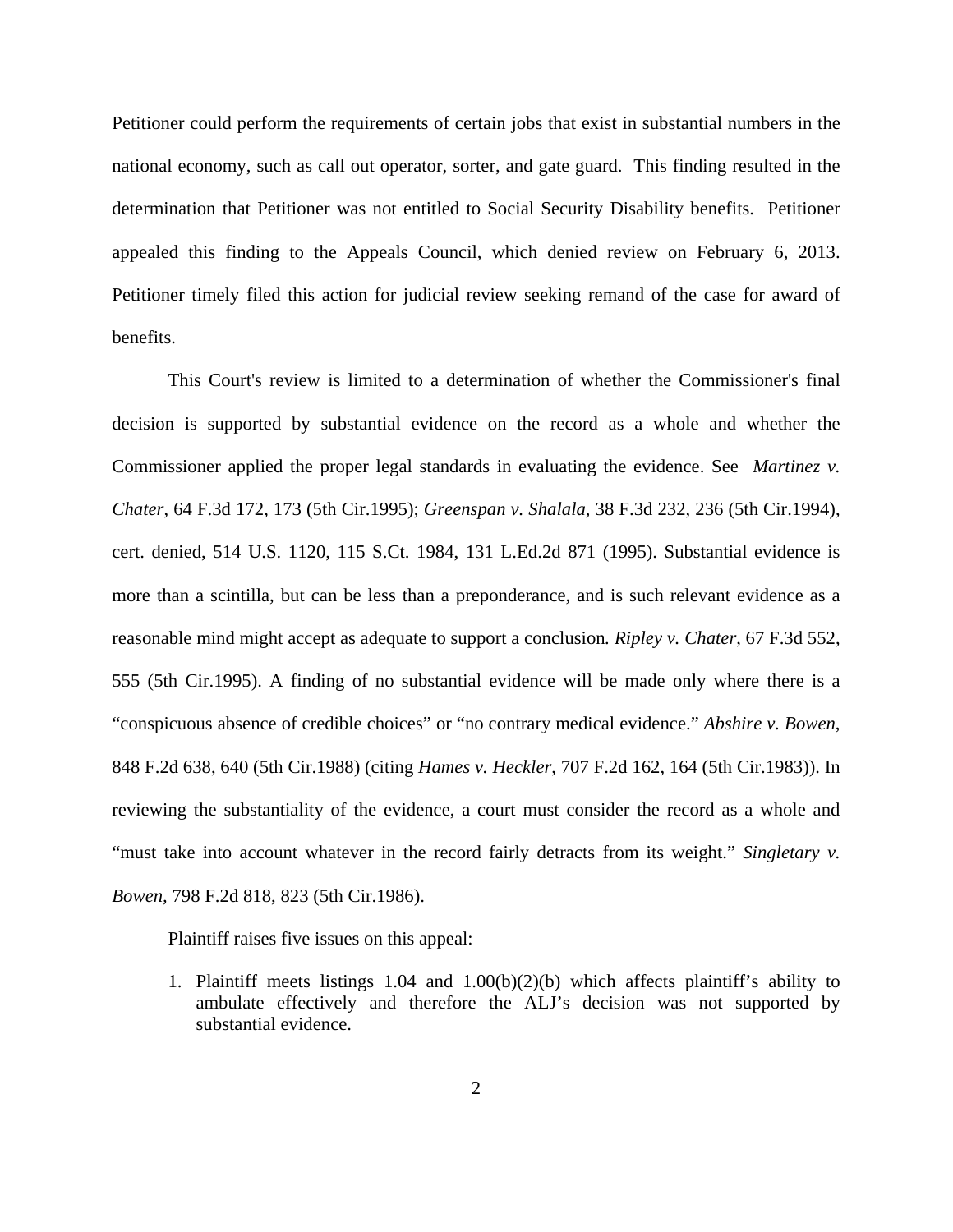Petitioner could perform the requirements of certain jobs that exist in substantial numbers in the national economy, such as call out operator, sorter, and gate guard. This finding resulted in the determination that Petitioner was not entitled to Social Security Disability benefits. Petitioner appealed this finding to the Appeals Council, which denied review on February 6, 2013. Petitioner timely filed this action for judicial review seeking remand of the case for award of benefits.

This Court's review is limited to a determination of whether the Commissioner's final decision is supported by substantial evidence on the record as a whole and whether the Commissioner applied the proper legal standards in evaluating the evidence. See *Martinez v. Chater*, 64 F.3d 172, 173 (5th Cir.1995); *Greenspan v. Shalala*, 38 F.3d 232, 236 (5th Cir.1994), cert. denied, 514 U.S. 1120, 115 S.Ct. 1984, 131 L.Ed.2d 871 (1995). Substantial evidence is more than a scintilla, but can be less than a preponderance, and is such relevant evidence as a reasonable mind might accept as adequate to support a conclusion. *Ripley v. Chater*, 67 F.3d 552, 555 (5th Cir.1995). A finding of no substantial evidence will be made only where there is a "conspicuous absence of credible choices" or "no contrary medical evidence." *Abshire v. Bowen*, 848 F.2d 638, 640 (5th Cir.1988) (citing *Hames v. Heckler*, 707 F.2d 162, 164 (5th Cir.1983)). In reviewing the substantiality of the evidence, a court must consider the record as a whole and "must take into account whatever in the record fairly detracts from its weight." *Singletary v. Bowen*, 798 F.2d 818, 823 (5th Cir.1986).

Plaintiff raises five issues on this appeal:

1. Plaintiff meets listings 1.04 and 1.00(b)(2)(b) which affects plaintiff's ability to ambulate effectively and therefore the ALJ's decision was not supported by substantial evidence.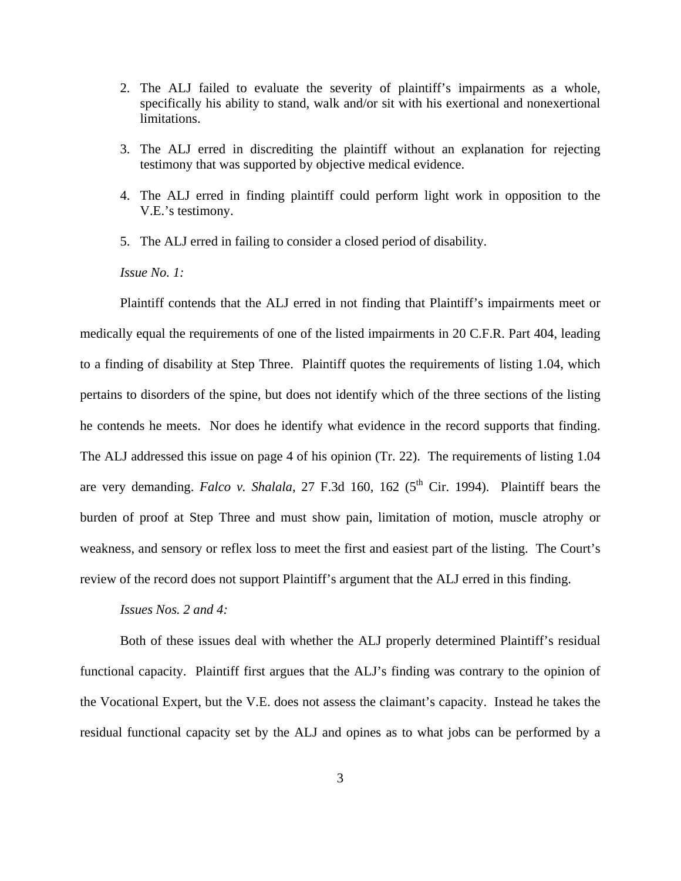2. The ALJ failed to evaluate the severity of plaintiff's impairments as a whole, specifically his ability to stand, walk and/or sit with his exertional and nonexertional limitations.

3. The ALJ erred in discrediting the plaintiff without an explanation for rejecting testimony that was supported by objective medical evidence.

4. The ALJ erred in finding plaintiff could perform light work in opposition to the V.E.'s testimony.

5. The ALJ erred in failing to consider a closed period of disability.

*Issue No. 1:*

Plaintiff contends that the ALJ erred in not finding that Plaintiff's impairments meet or medically equal the requirements of one of the listed impairments in 20 C.F.R. Part 404, leading to a finding of disability at Step Three. Plaintiff quotes the requirements of listing 1.04, which pertains to disorders of the spine, but does not identify which of the three sections of the listing he contends he meets. Nor does he identify what evidence in the record supports that finding. The ALJ addressed this issue on page 4 of his opinion (Tr. 22). The requirements of listing 1.04 are very demanding. *Falco v. Shalala*, 27 F.3d 160, 162 (5th Cir. 1994). Plaintiff bears the burden of proof at Step Three and must show pain, limitation of motion, muscle atrophy or weakness, and sensory or reflex loss to meet the first and easiest part of the listing. The Court's review of the record does not support Plaintiff's argument that the ALJ erred in this finding.

*Issues Nos. 2 and 4:*

Both of these issues deal with whether the ALJ properly determined Plaintiff's residual functional capacity. Plaintiff first argues that the ALJ's finding was contrary to the opinion of the Vocational Expert, but the V.E. does not assess the claimant's capacity. Instead he takes the residual functional capacity set by the ALJ and opines as to what jobs can be performed by a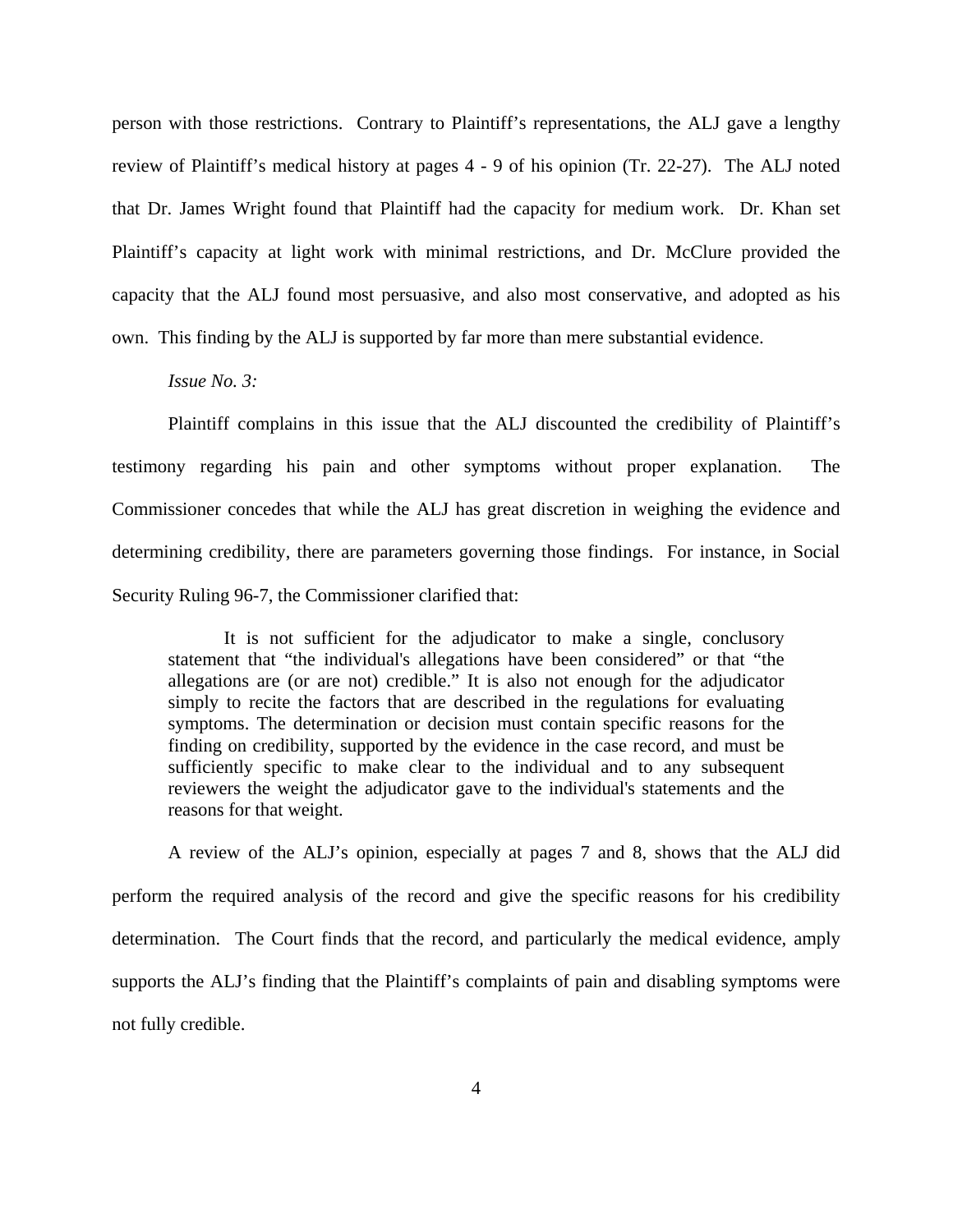person with those restrictions. Contrary to Plaintiff's representations, the ALJ gave a lengthy review of Plaintiff's medical history at pages 4 - 9 of his opinion (Tr. 22-27). The ALJ noted that Dr. James Wright found that Plaintiff had the capacity for medium work. Dr. Khan set Plaintiff's capacity at light work with minimal restrictions, and Dr. McClure provided the capacity that the ALJ found most persuasive, and also most conservative, and adopted as his own. This finding by the ALJ is supported by far more than mere substantial evidence.

*Issue No. 3:*

Plaintiff complains in this issue that the ALJ discounted the credibility of Plaintiff's testimony regarding his pain and other symptoms without proper explanation. The Commissioner concedes that while the ALJ has great discretion in weighing the evidence and determining credibility, there are parameters governing those findings. For instance, in Social Security Ruling 96-7, the Commissioner clarified that:

> It is not sufficient for the adjudicator to make a single, conclusory statement that "the individual's allegations have been considered" or that "the allegations are (or are not) credible." It is also not enough for the adjudicator simply to recite the factors that are described in the regulations for evaluating symptoms. The determination or decision must contain specific reasons for the finding on credibility, supported by the evidence in the case record, and must be sufficiently specific to make clear to the individual and to any subsequent reviewers the weight the adjudicator gave to the individual's statements and the reasons for that weight.

A review of the ALJ's opinion, especially at pages 7 and 8, shows that the ALJ did perform the required analysis of the record and give the specific reasons for his credibility determination. The Court finds that the record, and particularly the medical evidence, amply supports the ALJ's finding that the Plaintiff's complaints of pain and disabling symptoms were not fully credible.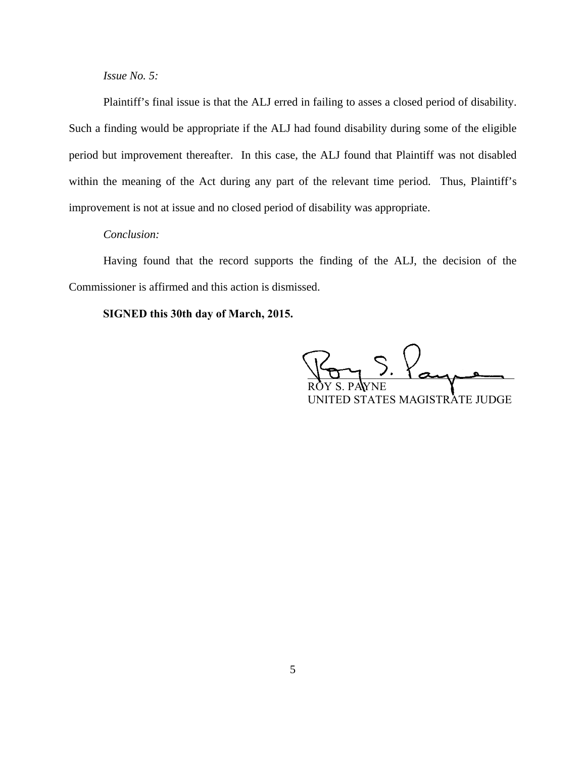*Issue No. 5:*

Plaintiff's final issue is that the ALJ erred in failing to asses a closed period of disability. Such a finding would be appropriate if the ALJ had found disability during some of the eligible period but improvement thereafter. In this case, the ALJ found that Plaintiff was not disabled within the meaning of the Act during any part of the relevant time period. Thus, Plaintiff's improvement is not at issue and no closed period of disability was appropriate.

*Conclusion:*

Having found that the record supports the finding of the ALJ, the decision of the Commissioner is affirmed and this action is dismissed.

**SIGNED this 30th day of March, 2015.**

ROY S. PAYNE
UNITED STATES MAGISTRATE JUDGE